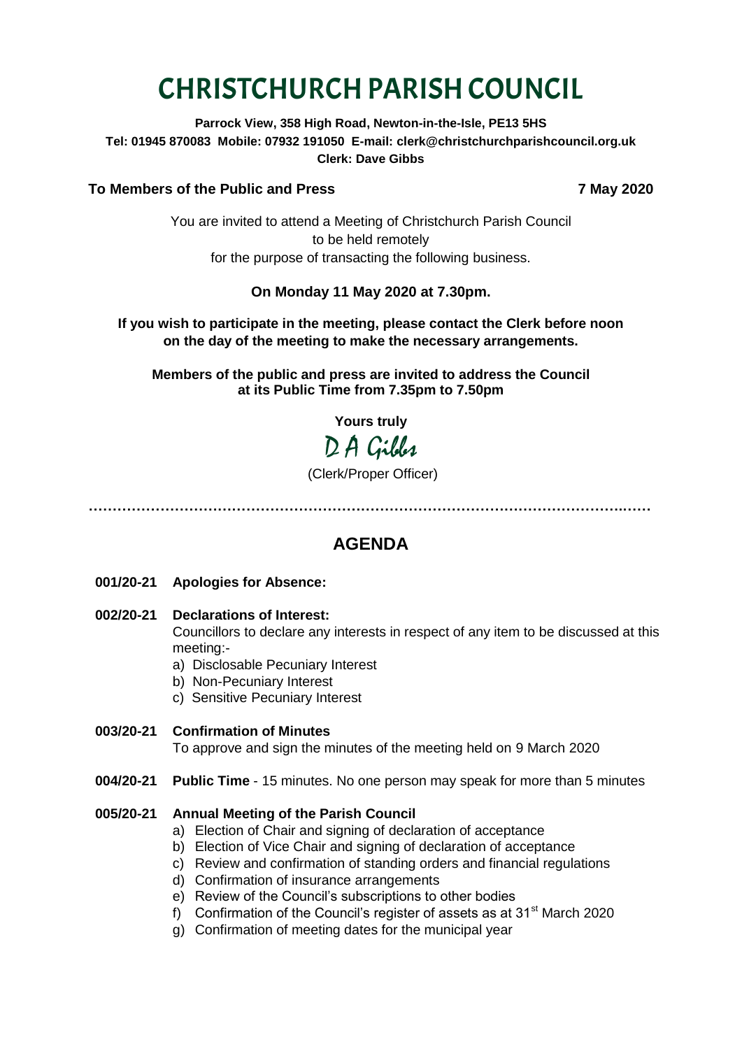# CHRISTCHURCH PARISH COUNCIL

**Parrock View, 358 High Road, Newton-in-the-Isle, PE13 5HS**
**Tel: 01945 870083 Mobile: 07932 191050 E-mail: clerk@christchurchparishcouncil.org.uk**
**Clerk: Dave Gibbs**

**To Members of the Public and Press** **7 May 2020**

You are invited to attend a Meeting of Christchurch Parish Council
to be held remotely
for the purpose of transacting the following business.

**On Monday 11 May 2020 at 7.30pm.**

**If you wish to participate in the meeting, please contact the Clerk before noon on the day of the meeting to make the necessary arrangements.**

**Members of the public and press are invited to address the Council at its Public Time from 7.35pm to 7.50pm**

**Yours truly**

D A Gibbs

(Clerk/Proper Officer)

---

## AGENDA

**001/20-21 Apologies for Absence:**

**002/20-21 Declarations of Interest:**
Councillors to declare any interests in respect of any item to be discussed at this meeting:-

a) Disclosable Pecuniary Interest
b) Non-Pecuniary Interest
c) Sensitive Pecuniary Interest

**003/20-21 Confirmation of Minutes**
To approve and sign the minutes of the meeting held on 9 March 2020

**004/20-21 Public Time** - 15 minutes. No one person may speak for more than 5 minutes

**005/20-21 Annual Meeting of the Parish Council**

a) Election of Chair and signing of declaration of acceptance
b) Election of Vice Chair and signing of declaration of acceptance
c) Review and confirmation of standing orders and financial regulations
d) Confirmation of insurance arrangements
e) Review of the Council's subscriptions to other bodies
f) Confirmation of the Council's register of assets as at 31st March 2020
g) Confirmation of meeting dates for the municipal year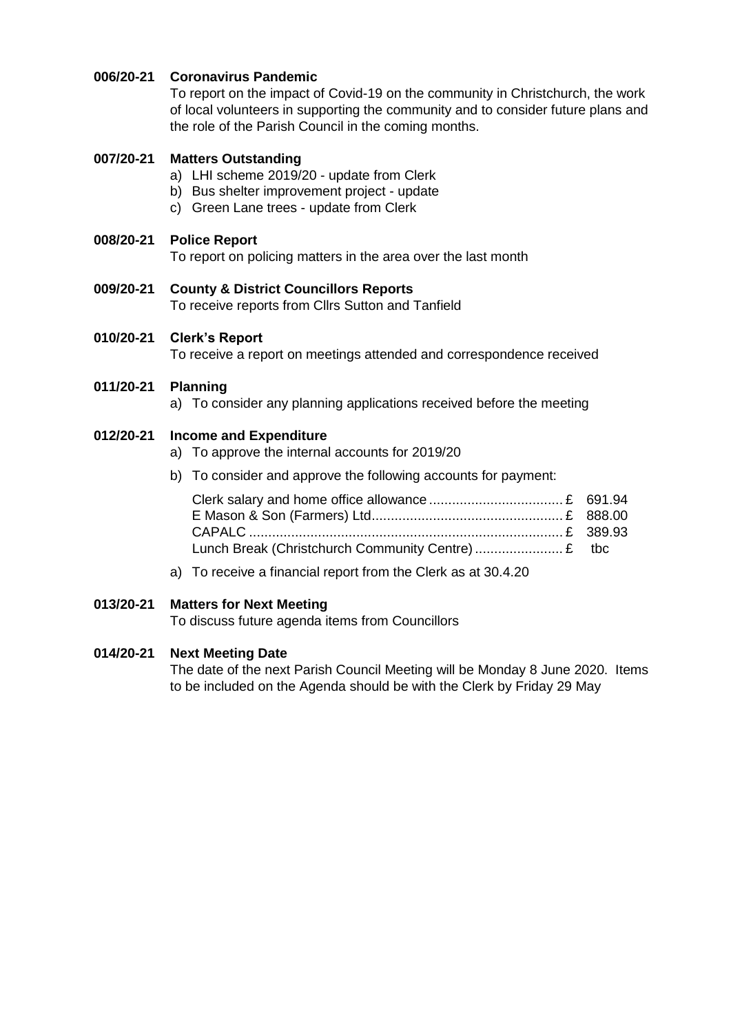**006/20-21 Coronavirus Pandemic**

To report on the impact of Covid-19 on the community in Christchurch, the work of local volunteers in supporting the community and to consider future plans and the role of the Parish Council in the coming months.

**007/20-21 Matters Outstanding**

a) LHI scheme 2019/20 - update from Clerk
b) Bus shelter improvement project - update
c) Green Lane trees - update from Clerk

**008/20-21 Police Report**

To report on policing matters in the area over the last month

**009/20-21 County & District Councillors Reports**

To receive reports from Cllrs Sutton and Tanfield

**010/20-21 Clerk's Report**

To receive a report on meetings attended and correspondence received

**011/20-21 Planning**

a) To consider any planning applications received before the meeting

**012/20-21 Income and Expenditure**

a) To approve the internal accounts for 2019/20
b) To consider and approve the following accounts for payment:

| | | |
|---|---|---|
| Clerk salary and home office allowance | £ | 691.94 |
| E Mason & Son (Farmers) Ltd | £ | 888.00 |
| CAPALC | £ | 389.93 |
| Lunch Break (Christchurch Community Centre) | £ | tbc |

a) To receive a financial report from the Clerk as at 30.4.20

**013/20-21 Matters for Next Meeting**

To discuss future agenda items from Councillors

**014/20-21 Next Meeting Date**

The date of the next Parish Council Meeting will be Monday 8 June 2020. Items to be included on the Agenda should be with the Clerk by Friday 29 May